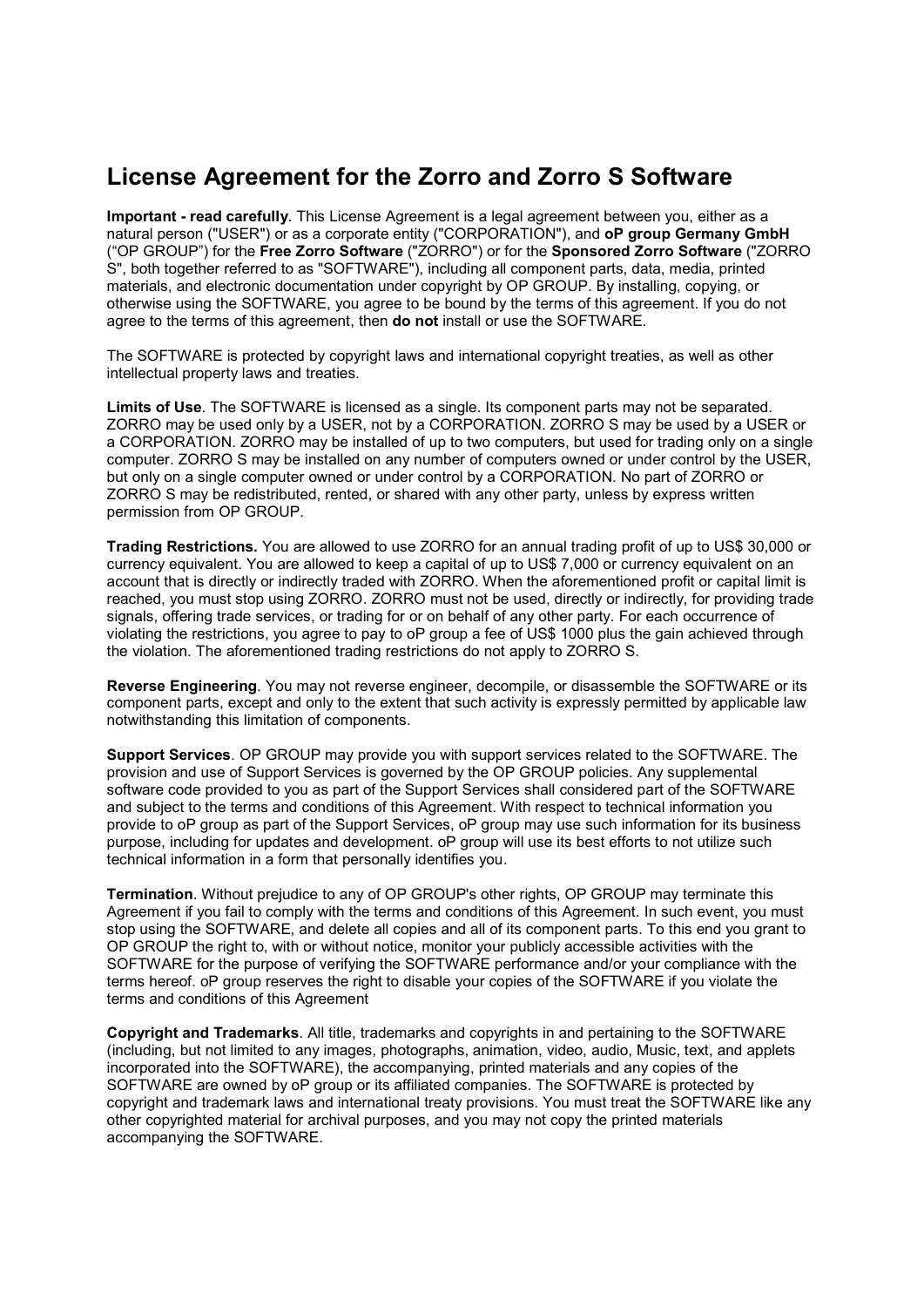# License Agreement for the Zorro and Zorro S Software

**Important - read carefully**. This License Agreement is a legal agreement between you, either as a natural person ("USER") or as a corporate entity ("CORPORATION"), and **oP group Germany GmbH** (“OP GROUP”) for the **Free Zorro Software** ("ZORRO") or for the **Sponsored Zorro Software** ("ZORRO S", both together referred to as "SOFTWARE"), including all component parts, data, media, printed materials, and electronic documentation under copyright by OP GROUP. By installing, copying, or otherwise using the SOFTWARE, you agree to be bound by the terms of this agreement. If you do not agree to the terms of this agreement, then **do not** install or use the SOFTWARE.

The SOFTWARE is protected by copyright laws and international copyright treaties, as well as other intellectual property laws and treaties.

**Limits of Use**. The SOFTWARE is licensed as a single. Its component parts may not be separated. ZORRO may be used only by a USER, not by a CORPORATION. ZORRO S may be used by a USER or a CORPORATION. ZORRO may be installed of up to two computers, but used for trading only on a single computer. ZORRO S may be installed on any number of computers owned or under control by the USER, but only on a single computer owned or under control by a CORPORATION. No part of ZORRO or ZORRO S may be redistributed, rented, or shared with any other party, unless by express written permission from OP GROUP.

**Trading Restrictions.** You are allowed to use ZORRO for an annual trading profit of up to US$ 30,000 or currency equivalent. You are allowed to keep a capital of up to US$ 7,000 or currency equivalent on an account that is directly or indirectly traded with ZORRO. When the aforementioned profit or capital limit is reached, you must stop using ZORRO. ZORRO must not be used, directly or indirectly, for providing trade signals, offering trade services, or trading for or on behalf of any other party. For each occurrence of violating the restrictions, you agree to pay to oP group a fee of US$ 1000 plus the gain achieved through the violation. The aforementioned trading restrictions do not apply to ZORRO S.

**Reverse Engineering**. You may not reverse engineer, decompile, or disassemble the SOFTWARE or its component parts, except and only to the extent that such activity is expressly permitted by applicable law notwithstanding this limitation of components.

**Support Services**. OP GROUP may provide you with support services related to the SOFTWARE. The provision and use of Support Services is governed by the OP GROUP policies. Any supplemental software code provided to you as part of the Support Services shall considered part of the SOFTWARE and subject to the terms and conditions of this Agreement. With respect to technical information you provide to oP group as part of the Support Services, oP group may use such information for its business purpose, including for updates and development. oP group will use its best efforts to not utilize such technical information in a form that personally identifies you.

**Termination**. Without prejudice to any of OP GROUP's other rights, OP GROUP may terminate this Agreement if you fail to comply with the terms and conditions of this Agreement. In such event, you must stop using the SOFTWARE, and delete all copies and all of its component parts. To this end you grant to OP GROUP the right to, with or without notice, monitor your publicly accessible activities with the SOFTWARE for the purpose of verifying the SOFTWARE performance and/or your compliance with the terms hereof. oP group reserves the right to disable your copies of the SOFTWARE if you violate the terms and conditions of this Agreement

**Copyright and Trademarks**. All title, trademarks and copyrights in and pertaining to the SOFTWARE (including, but not limited to any images, photographs, animation, video, audio, Music, text, and applets incorporated into the SOFTWARE), the accompanying, printed materials and any copies of the SOFTWARE are owned by oP group or its affiliated companies. The SOFTWARE is protected by copyright and trademark laws and international treaty provisions. You must treat the SOFTWARE like any other copyrighted material for archival purposes, and you may not copy the printed materials accompanying the SOFTWARE.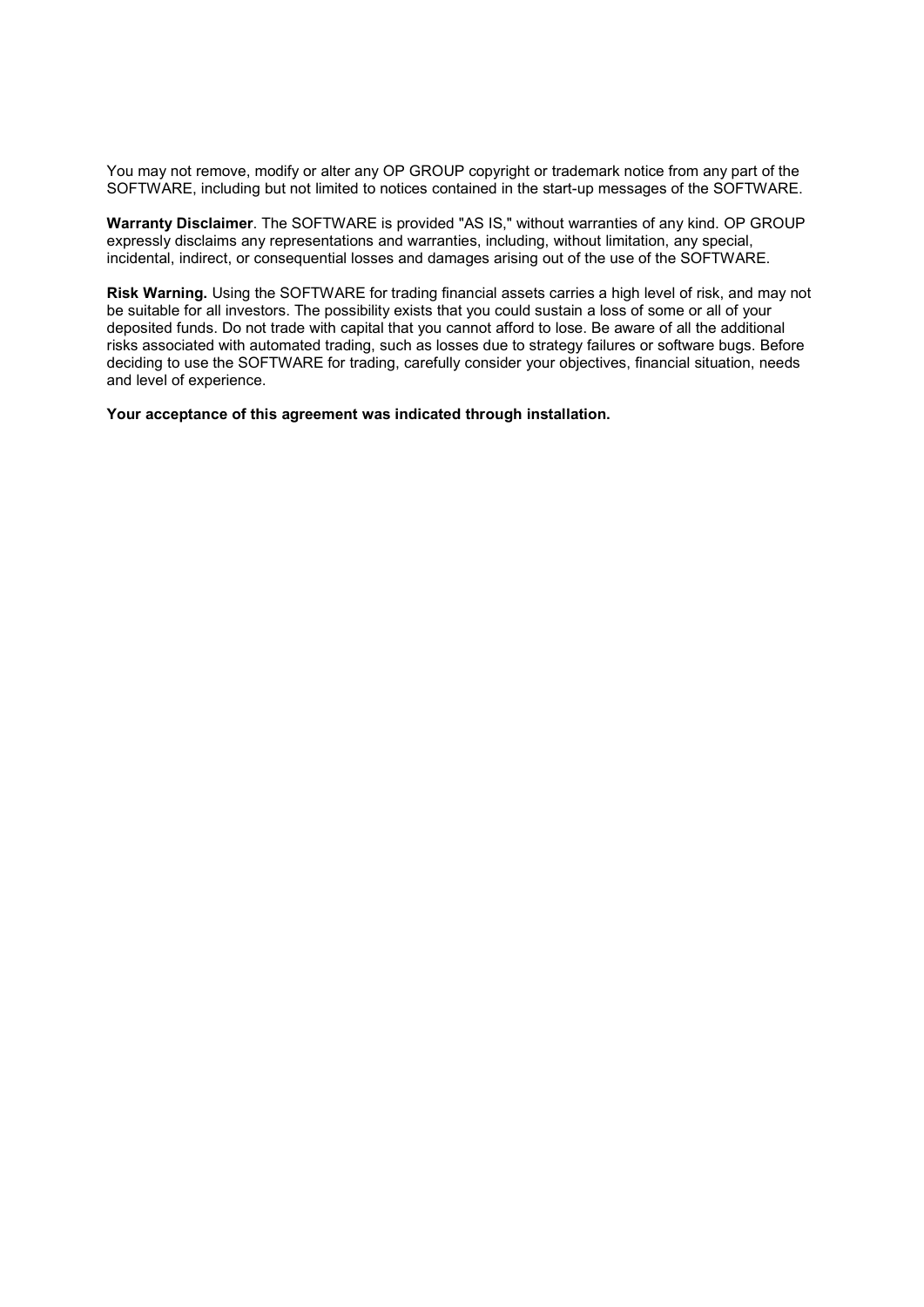You may not remove, modify or alter any OP GROUP copyright or trademark notice from any part of the SOFTWARE, including but not limited to notices contained in the start-up messages of the SOFTWARE.

**Warranty Disclaimer**. The SOFTWARE is provided "AS IS," without warranties of any kind. OP GROUP expressly disclaims any representations and warranties, including, without limitation, any special, incidental, indirect, or consequential losses and damages arising out of the use of the SOFTWARE.

**Risk Warning.** Using the SOFTWARE for trading financial assets carries a high level of risk, and may not be suitable for all investors. The possibility exists that you could sustain a loss of some or all of your deposited funds. Do not trade with capital that you cannot afford to lose. Be aware of all the additional risks associated with automated trading, such as losses due to strategy failures or software bugs. Before deciding to use the SOFTWARE for trading, carefully consider your objectives, financial situation, needs and level of experience.

**Your acceptance of this agreement was indicated through installation.**